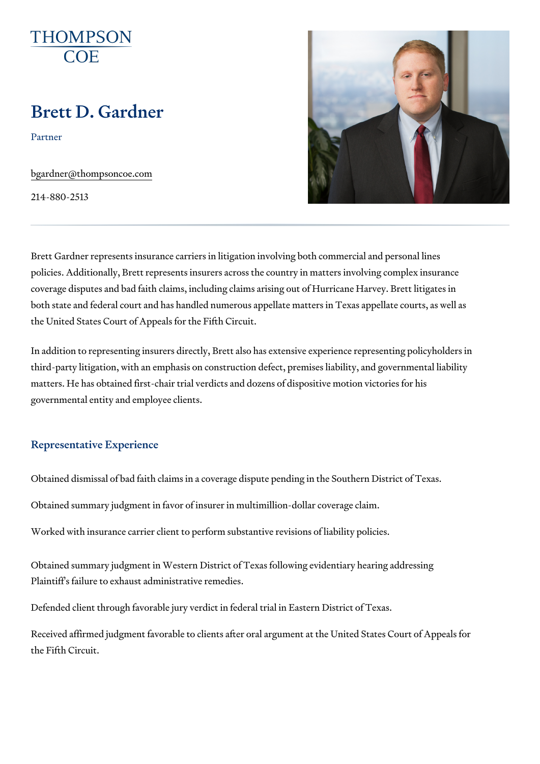THOMPSON COE

# Brett D. Gardner

Partner

bgardner@thompsoncoe.com

214-880-2513

Brett Gardner represents insurance carriers in litigation involving both commercial and personal lines policies. Additionally, Brett represents insurers across the country in matters involving complex insurance coverage disputes and bad faith claims, including claims arising out of Hurricane Harvey. Brett litigates in both state and federal court and has handled numerous appellate matters in Texas appellate courts, as well as the United States Court of Appeals for the Fifth Circuit.

In addition to representing insurers directly, Brett also has extensive experience representing policyholders in third-party litigation, with an emphasis on construction defect, premises liability, and governmental liability matters. He has obtained first-chair trial verdicts and dozens of dispositive motion victories for his governmental entity and employee clients.

## Representative Experience

Obtained dismissal of bad faith claims in a coverage dispute pending in the Southern District of Texas.

Obtained summary judgment in favor of insurer in multimillion-dollar coverage claim.

Worked with insurance carrier client to perform substantive revisions of liability policies.

Obtained summary judgment in Western District of Texas following evidentiary hearing addressing Plaintiff's failure to exhaust administrative remedies.

Defended client through favorable jury verdict in federal trial in Eastern District of Texas.

Received affirmed judgment favorable to clients after oral argument at the United States Court of Appeals for the Fifth Circuit.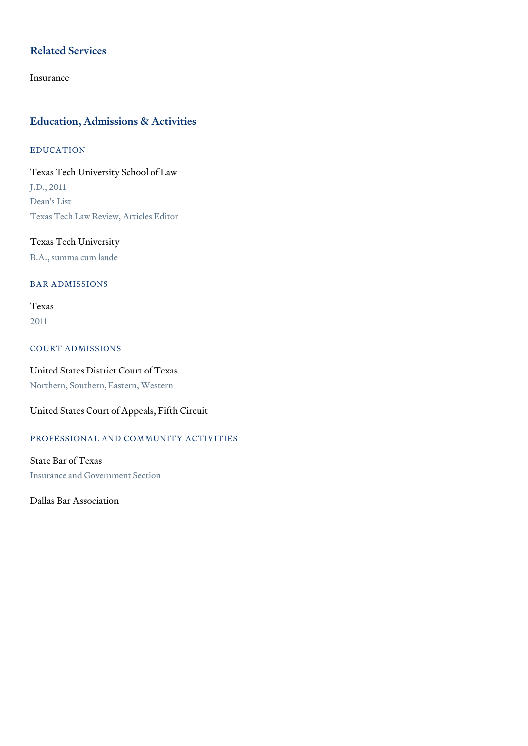## Related Services

Insurance

## Education, Admissions & Activities

### EDUCATION

Texas Tech University School of Law
J.D., 2011
Dean's List
Texas Tech Law Review, Articles Editor

Texas Tech University
B.A., summa cum laude

### BAR ADMISSIONS

Texas
2011

### COURT ADMISSIONS

United States District Court of Texas
Northern, Southern, Eastern, Western

United States Court of Appeals, Fifth Circuit

### PROFESSIONAL AND COMMUNITY ACTIVITIES

State Bar of Texas
Insurance and Government Section

Dallas Bar Association